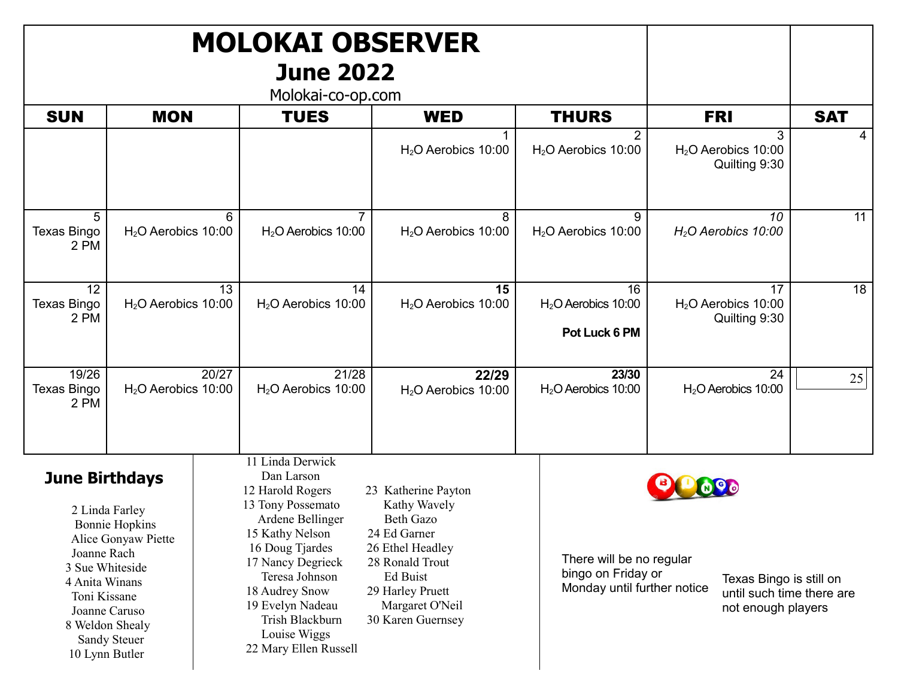# MOLOKAI OBSERVER

## June 2022

Molokai-co-op.com

| SUN | MON | TUES | WED | THURS | FRI | SAT |
|---|---|---|---|---|---|---|
| | | | 1 $H_2O$ Aerobics 10:00 | 2 $H_2O$ Aerobics 10:00 | 3 $H_2O$ Aerobics 10:00 Quilting 9:30 | 4 |
| 5 Texas Bingo 2 PM | 6 $H_2O$ Aerobics 10:00 | 7 $H_2O$ Aerobics 10:00 | 8 $H_2O$ Aerobics 10:00 | 9 $H_2O$ Aerobics 10:00 | *10 $H_2O$ Aerobics 10:00* | 11 |
| 12 Texas Bingo 2 PM | 13 $H_2O$ Aerobics 10:00 | 14 $H_2O$ Aerobics 10:00 | **15** $H_2O$ Aerobics 10:00 | 16 $H_2O$ Aerobics 10:00 **Pot Luck 6 PM** | 17 $H_2O$ Aerobics 10:00 Quilting 9:30 | 18 |
| 19/26 Texas Bingo 2 PM | 20/27 $H_2O$ Aerobics 10:00 | 21/28 $H_2O$ Aerobics 10:00 | **22/29** $H_2O$ Aerobics 10:00 | **23/30** $H_2O$ Aerobics 10:00 | 24 $H_2O$ Aerobics 10:00 | 25 |

## June Birthdays

2 Linda Farley
Bonnie Hopkins
Alice Gonyaw Piette
Joanne Rach
3 Sue Whiteside
4 Anita Winans
Toni Kissane
Joanne Caruso
8 Weldon Shealy
Sandy Steuer
10 Lynn Butler
11 Linda Derwick
Dan Larson
12 Harold Rogers
13 Tony Possemato
Ardene Bellinger
15 Kathy Nelson
16 Doug Tjardes
17 Nancy Degrieck
Teresa Johnson
18 Audrey Snow
19 Evelyn Nadeau
Trish Blackburn
Louise Wiggs
22 Mary Ellen Russell
23 Katherine Payton
Kathy Wavely
Beth Gazo
24 Ed Garner
26 Ethel Headley
28 Ronald Trout
Ed Buist
29 Harley Pruett
Margaret O'Neil
30 Karen Guernsey

There will be no regular bingo on Friday or Monday until further notice

Texas Bingo is still on until such time there are not enough players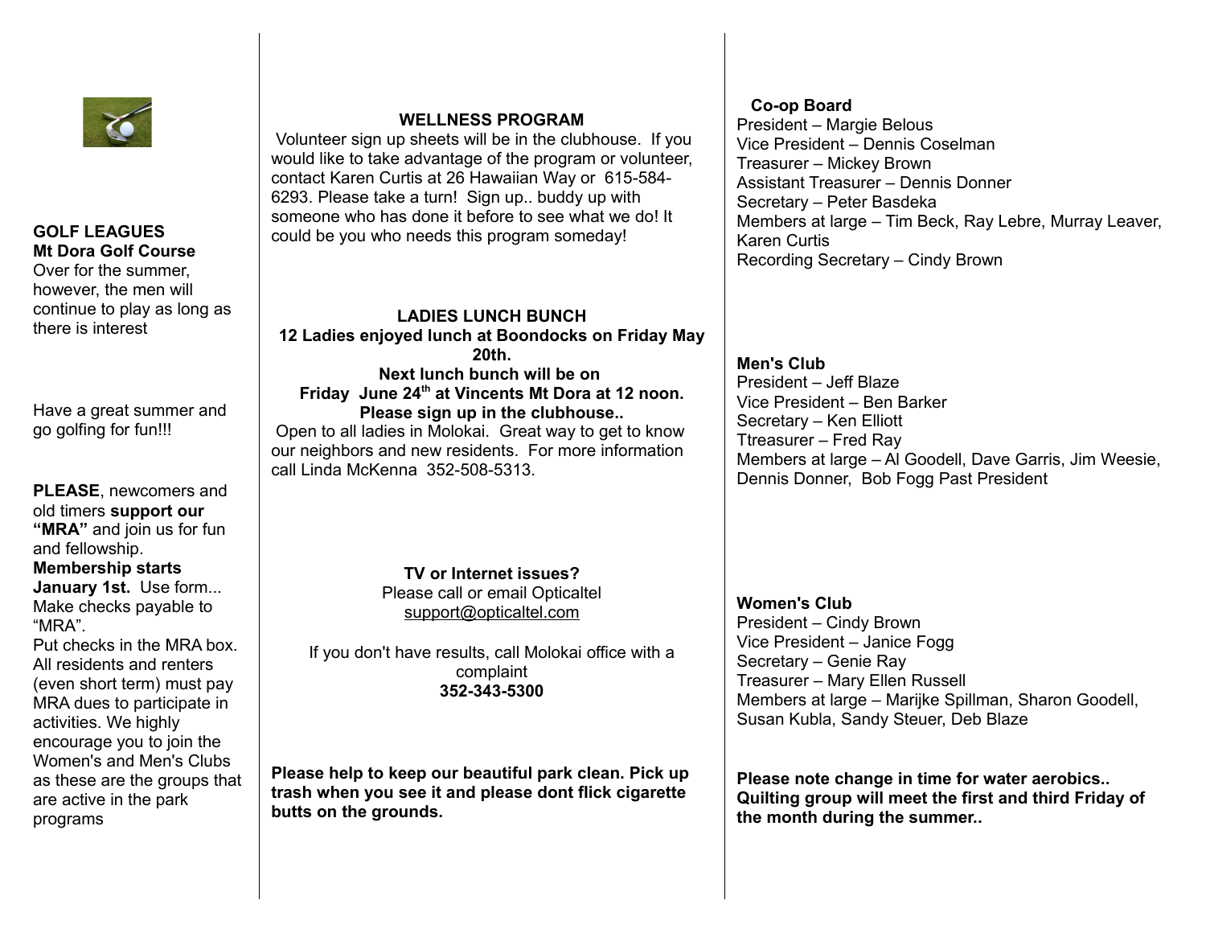**GOLF LEAGUES**
**Mt Dora Golf Course**
Over for the summer, however, the men will continue to play as long as there is interest

Have a great summer and go golfing for fun!!!

**PLEASE**, newcomers and old timers **support our "MRA"** and join us for fun and fellowship.
**Membership starts January 1st.** Use form... Make checks payable to "MRA".
Put checks in the MRA box.
All residents and renters (even short term) must pay MRA dues to participate in activities. We highly encourage you to join the Women's and Men's Clubs as these are the groups that are active in the park programs

**WELLNESS PROGRAM**

Volunteer sign up sheets will be in the clubhouse. If you would like to take advantage of the program or volunteer, contact Karen Curtis at 26 Hawaiian Way or 615-584-6293. Please take a turn! Sign up.. buddy up with someone who has done it before to see what we do! It could be you who needs this program someday!

**LADIES LUNCH BUNCH**

**12 Ladies enjoyed lunch at Boondocks on Friday May 20th.**
**Next lunch bunch will be on Friday June 24th at Vincents Mt Dora at 12 noon.**
**Please sign up in the clubhouse..**

Open to all ladies in Molokai. Great way to get to know our neighbors and new residents. For more information call Linda McKenna 352-508-5313.

**TV or Internet issues?**
Please call or email Opticaltel
support@opticaltel.com

If you don't have results, call Molokai office with a complaint
**352-343-5300**

**Please help to keep our beautiful park clean. Pick up trash when you see it and please dont flick cigarette butts on the grounds.**

**Co-op Board**
President – Margie Belous
Vice President – Dennis Coselman
Treasurer – Mickey Brown
Assistant Treasurer – Dennis Donner
Secretary – Peter Basdeka
Members at large – Tim Beck, Ray Lebre, Murray Leaver, Karen Curtis
Recording Secretary – Cindy Brown

**Men's Club**
President – Jeff Blaze
Vice President – Ben Barker
Secretary – Ken Elliott
Ttreasurer – Fred Ray
Members at large – Al Goodell, Dave Garris, Jim Weesie, Dennis Donner, Bob Fogg Past President

**Women's Club**
President – Cindy Brown
Vice President – Janice Fogg
Secretary – Genie Ray
Treasurer – Mary Ellen Russell
Members at large – Marijke Spillman, Sharon Goodell, Susan Kubla, Sandy Steuer, Deb Blaze

**Please note change in time for water aerobics.. Quilting group will meet the first and third Friday of the month during the summer..**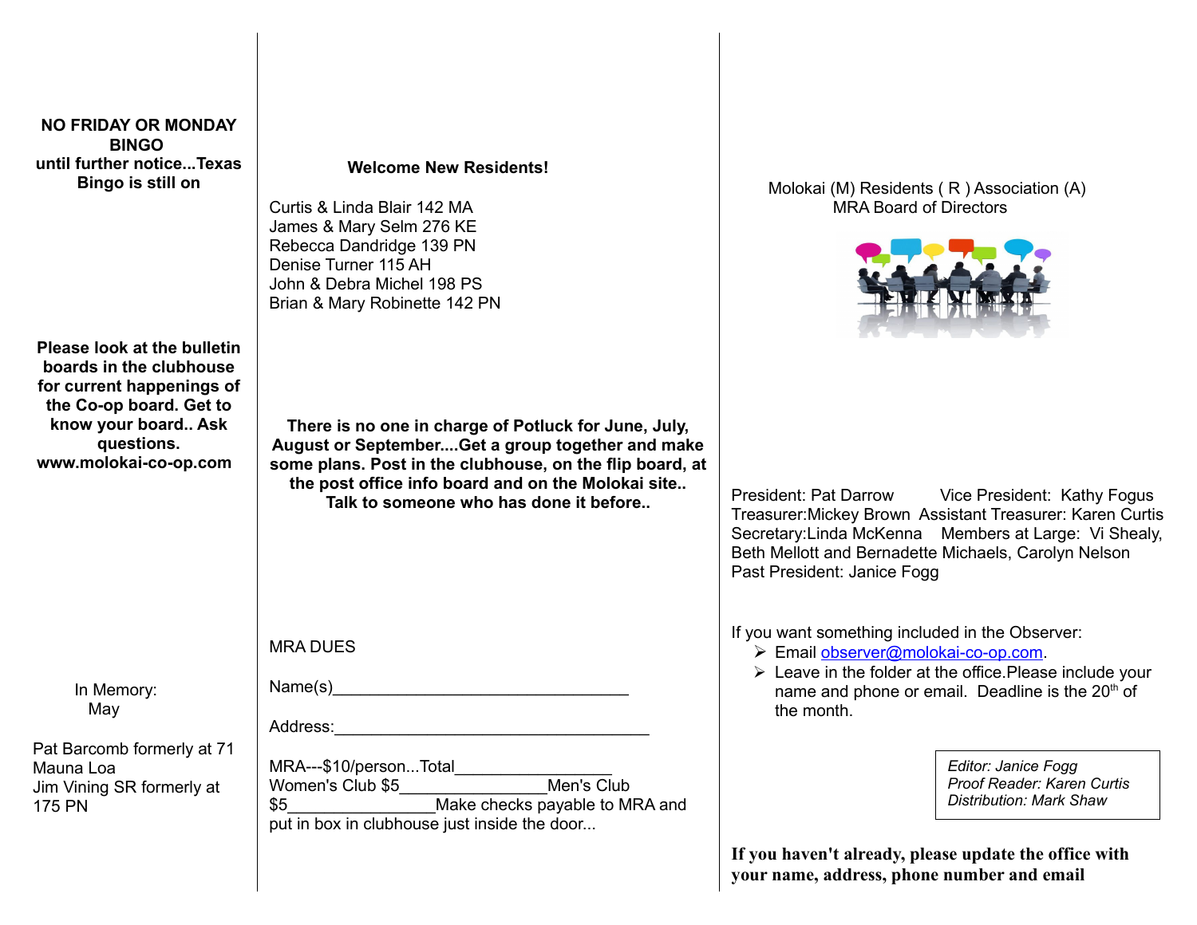**NO FRIDAY OR MONDAY BINGO until further notice...Texas Bingo is still on**

**Please look at the bulletin boards in the clubhouse for current happenings of the Co-op board. Get to know your board.. Ask questions. www.molokai-co-op.com**

In Memory:
May

Pat Barcomb formerly at 71 Mauna Loa
Jim Vining SR formerly at 175 PN

**Welcome New Residents!**

Curtis & Linda Blair 142 MA
James & Mary Selm 276 KE
Rebecca Dandridge 139 PN
Denise Turner 115 AH
John & Debra Michel 198 PS
Brian & Mary Robinette 142 PN

**There is no one in charge of Potluck for June, July, August or September....Get a group together and make some plans. Post in the clubhouse, on the flip board, at the post office info board and on the Molokai site.. Talk to someone who has done it before..**

MRA DUES

Name(s)________________________________

Address:__________________________________

MRA---$10/person...Total_________________
Women's Club $5________________Men's Club $5________________Make checks payable to MRA and put in box in clubhouse just inside the door...

Molokai (M) Residents ( R ) Association (A)
MRA Board of Directors

President: Pat Darrow Vice President: Kathy Fogus
Treasurer:Mickey Brown Assistant Treasurer: Karen Curtis
Secretary:Linda McKenna Members at Large: Vi Shealy, Beth Mellott and Bernadette Michaels, Carolyn Nelson
Past President: Janice Fogg

If you want something included in the Observer:

- Email observer@molokai-co-op.com.
- Leave in the folder at the office.Please include your name and phone or email. Deadline is the 20th of the month.

*Editor: Janice Fogg*
*Proof Reader: Karen Curtis*
*Distribution: Mark Shaw*

**If you haven't already, please update the office with your name, address, phone number and email**